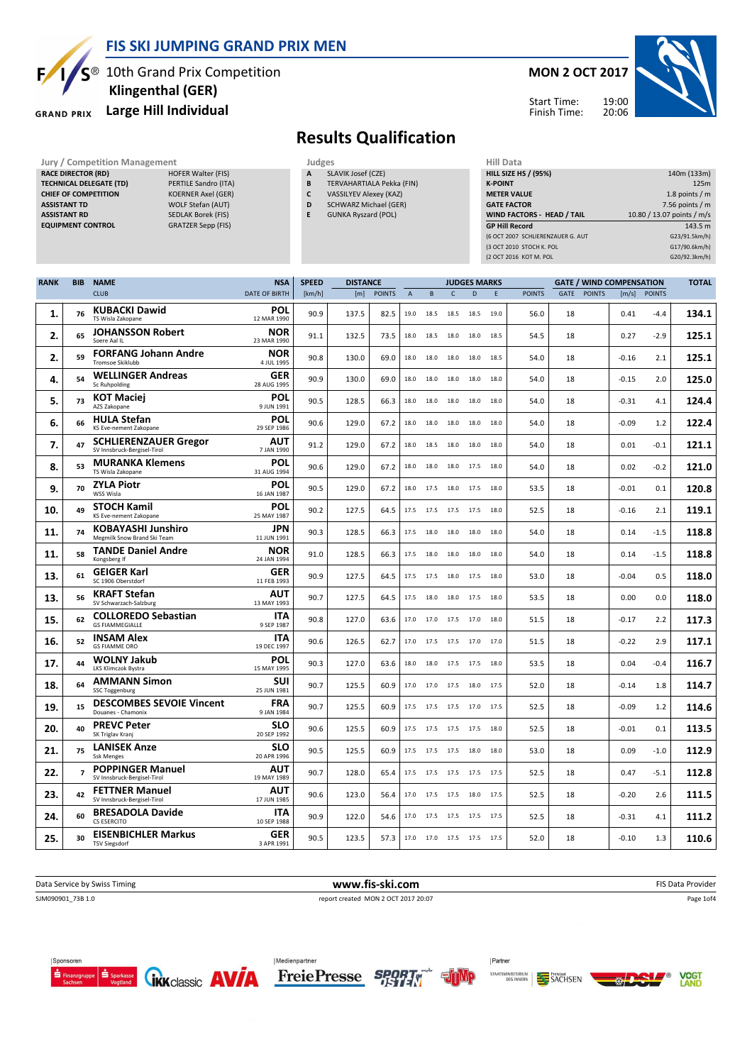# FIS SKI JUMPING GRAND PRIX MEN

10th Grand Prix Competition
**Klingenthal (GER)**
**Large Hill Individual**

**MON 2 OCT 2017**

Start Time: 19:00
Finish Time: 20:06

## Results Qualification

| Jury / Competition Management | |
|---|---|
| RACE DIRECTOR (RD) | HOFER Walter (FIS) |
| TECHNICAL DELEGATE (TD) | PERTILE Sandro (ITA) |
| CHIEF OF COMPETITION | KOERNER Axel (GER) |
| ASSISTANT TD | WOLF Stefan (AUT) |
| ASSISTANT RD | SEDLAK Borek (FIS) |
| EQUIPMENT CONTROL | GRATZER Sepp (FIS) |

| Judges | |
|---|---|
| A | SLAVIK Josef (CZE) |
| B | TERVAHARTIALA Pekka (FIN) |
| C | VASSILYEV Alexey (KAZ) |
| D | SCHWARZ Michael (GER) |
| E | GUNKA Ryszard (POL) |

| Hill Data | |
|---|---|
| HILL SIZE HS / (95%) | 140m (133m) |
| K-POINT | 125m |
| METER VALUE | 1.8 points / m |
| GATE FACTOR | 7.56 points / m |
| WIND FACTORS - HEAD / TAIL | 10.80 / 13.07 points / m/s |
| GP Hill Record | 143.5 m |
| (6 OCT 2007 SCHLIERENZAUER G. AUT | G23/91.5km/h) |
| (3 OCT 2010 STOCH K. POL | G17/90.6km/h) |
| (2 OCT 2016 KOT M. POL | G20/92.3km/h) |

| RANK | BIB | NAME / CLUB | NSA / DATE OF BIRTH | SPEED [km/h] | DISTANCE [m] | DISTANCE POINTS | A | B | C | D | E | JUDGES POINTS | GATE | GATE POINTS | WIND [m/s] | WIND POINTS | TOTAL |
|---|---|---|---|---|---|---|---|---|---|---|---|---|---|---|---|---|---|
| 1. | 76 | **KUBACKI Dawid** TS Wisla Zakopane | **POL** 12 MAR 1990 | 90.9 | 137.5 | 82.5 | 19.0 | 18.5 | 18.5 | 18.5 | 19.0 | 56.0 | 18 | | 0.41 | -4.4 | **134.1** |
| 2. | 65 | **JOHANSSON Robert** Soere Aal IL | **NOR** 23 MAR 1990 | 91.1 | 132.5 | 73.5 | 18.0 | 18.5 | 18.0 | 18.0 | 18.5 | 54.5 | 18 | | 0.27 | -2.9 | **125.1** |
| 2. | 59 | **FORFANG Johann Andre** Tromsoe Skiklubb | **NOR** 4 JUL 1995 | 90.8 | 130.0 | 69.0 | 18.0 | 18.0 | 18.0 | 18.0 | 18.5 | 54.0 | 18 | | -0.16 | 2.1 | **125.1** |
| 4. | 54 | **WELLINGER Andreas** Sc Ruhpolding | **GER** 28 AUG 1995 | 90.9 | 130.0 | 69.0 | 18.0 | 18.0 | 18.0 | 18.0 | 18.0 | 54.0 | 18 | | -0.15 | 2.0 | **125.0** |
| 5. | 73 | **KOT Maciej** AZS Zakopane | **POL** 9 JUN 1991 | 90.5 | 128.5 | 66.3 | 18.0 | 18.0 | 18.0 | 18.0 | 18.0 | 54.0 | 18 | | -0.31 | 4.1 | **124.4** |
| 6. | 66 | **HULA Stefan** KS Eve-nement Zakopane | **POL** 29 SEP 1986 | 90.6 | 129.0 | 67.2 | 18.0 | 18.0 | 18.0 | 18.0 | 18.0 | 54.0 | 18 | | -0.09 | 1.2 | **122.4** |
| 7. | 47 | **SCHLIERENZAUER Gregor** SV Innsbruck-Bergisel-Tirol | **AUT** 7 JAN 1990 | 91.2 | 129.0 | 67.2 | 18.0 | 18.5 | 18.0 | 18.0 | 18.0 | 54.0 | 18 | | 0.01 | -0.1 | **121.1** |
| 8. | 53 | **MURANKA Klemens** TS Wisla Zakopane | **POL** 31 AUG 1994 | 90.6 | 129.0 | 67.2 | 18.0 | 18.0 | 18.0 | 17.5 | 18.0 | 54.0 | 18 | | 0.02 | -0.2 | **121.0** |
| 9. | 70 | **ZYLA Piotr** WSS Wisla | **POL** 16 JAN 1987 | 90.5 | 129.0 | 67.2 | 18.0 | 17.5 | 18.0 | 17.5 | 18.0 | 53.5 | 18 | | -0.01 | 0.1 | **120.8** |
| 10. | 49 | **STOCH Kamil** KS Eve-nement Zakopane | **POL** 25 MAY 1987 | 90.2 | 127.5 | 64.5 | 17.5 | 17.5 | 17.5 | 17.5 | 18.0 | 52.5 | 18 | | -0.16 | 2.1 | **119.1** |
| 11. | 74 | **KOBAYASHI Junshiro** Megmilk Snow Brand Ski Team | **JPN** 11 JUN 1991 | 90.3 | 128.5 | 66.3 | 17.5 | 18.0 | 18.0 | 18.0 | 18.0 | 54.0 | 18 | | 0.14 | -1.5 | **118.8** |
| 11. | 58 | **TANDE Daniel Andre** Kongsberg If | **NOR** 24 JAN 1994 | 91.0 | 128.5 | 66.3 | 17.5 | 18.0 | 18.0 | 18.0 | 18.0 | 54.0 | 18 | | 0.14 | -1.5 | **118.8** |
| 13. | 61 | **GEIGER Karl** SC 1906 Oberstdorf | **GER** 11 FEB 1993 | 90.9 | 127.5 | 64.5 | 17.5 | 17.5 | 18.0 | 17.5 | 18.0 | 53.0 | 18 | | -0.04 | 0.5 | **118.0** |
| 13. | 56 | **KRAFT Stefan** SV Schwarzach-Salzburg | **AUT** 13 MAY 1993 | 90.7 | 127.5 | 64.5 | 17.5 | 18.0 | 18.0 | 17.5 | 18.0 | 53.5 | 18 | | 0.00 | 0.0 | **118.0** |
| 15. | 62 | **COLLOREDO Sebastian** GS FIAMMEGIALLE | **ITA** 9 SEP 1987 | 90.8 | 127.0 | 63.6 | 17.0 | 17.0 | 17.5 | 17.0 | 18.0 | 51.5 | 18 | | -0.17 | 2.2 | **117.3** |
| 16. | 52 | **INSAM Alex** GS FIAMME ORO | **ITA** 19 DEC 1997 | 90.6 | 126.5 | 62.7 | 17.0 | 17.5 | 17.5 | 17.0 | 17.0 | 51.5 | 18 | | -0.22 | 2.9 | **117.1** |
| 17. | 44 | **WOLNY Jakub** LKS Klimczok Bystra | **POL** 15 MAY 1995 | 90.3 | 127.0 | 63.6 | 18.0 | 18.0 | 17.5 | 17.5 | 18.0 | 53.5 | 18 | | 0.04 | -0.4 | **116.7** |
| 18. | 64 | **AMMANN Simon** SSC Toggenburg | **SUI** 25 JUN 1981 | 90.7 | 125.5 | 60.9 | 17.0 | 17.0 | 17.5 | 18.0 | 17.5 | 52.0 | 18 | | -0.14 | 1.8 | **114.7** |
| 19. | 15 | **DESCOMBES SEVOIE Vincent** Douanes - Chamonix | **FRA** 9 JAN 1984 | 90.7 | 125.5 | 60.9 | 17.5 | 17.5 | 17.5 | 17.0 | 17.5 | 52.5 | 18 | | -0.09 | 1.2 | **114.6** |
| 20. | 40 | **PREVC Peter** SK Triglav Kranj | **SLO** 20 SEP 1992 | 90.6 | 125.5 | 60.9 | 17.5 | 17.5 | 17.5 | 17.5 | 18.0 | 52.5 | 18 | | -0.01 | 0.1 | **113.5** |
| 21. | 75 | **LANISEK Anze** Ssk Menges | **SLO** 20 APR 1996 | 90.5 | 125.5 | 60.9 | 17.5 | 17.5 | 17.5 | 18.0 | 18.0 | 53.0 | 18 | | 0.09 | -1.0 | **112.9** |
| 22. | 7 | **POPPINGER Manuel** SV Innsbruck-Bergisel-Tirol | **AUT** 19 MAY 1989 | 90.7 | 128.0 | 65.4 | 17.5 | 17.5 | 17.5 | 17.5 | 17.5 | 52.5 | 18 | | 0.47 | -5.1 | **112.8** |
| 23. | 42 | **FETTNER Manuel** SV Innsbruck-Bergisel-Tirol | **AUT** 17 JUN 1985 | 90.6 | 123.0 | 56.4 | 17.0 | 17.5 | 17.5 | 18.0 | 17.5 | 52.5 | 18 | | -0.20 | 2.6 | **111.5** |
| 24. | 60 | **BRESADOLA Davide** CS ESERCITO | **ITA** 10 SEP 1988 | 90.9 | 122.0 | 54.6 | 17.0 | 17.5 | 17.5 | 17.5 | 17.5 | 52.5 | 18 | | -0.31 | 4.1 | **111.2** |
| 25. | 30 | **EISENBICHLER Markus** TSV Siegsdorf | **GER** 3 APR 1991 | 90.5 | 123.5 | 57.3 | 17.0 | 17.0 | 17.5 | 17.5 | 17.5 | 52.0 | 18 | | -0.10 | 1.3 | **110.6** |

Data Service by Swiss Timing | www.fis-ski.com | FIS Data Provider

SJM090901_73B 1.0 | report created MON 2 OCT 2017 20:07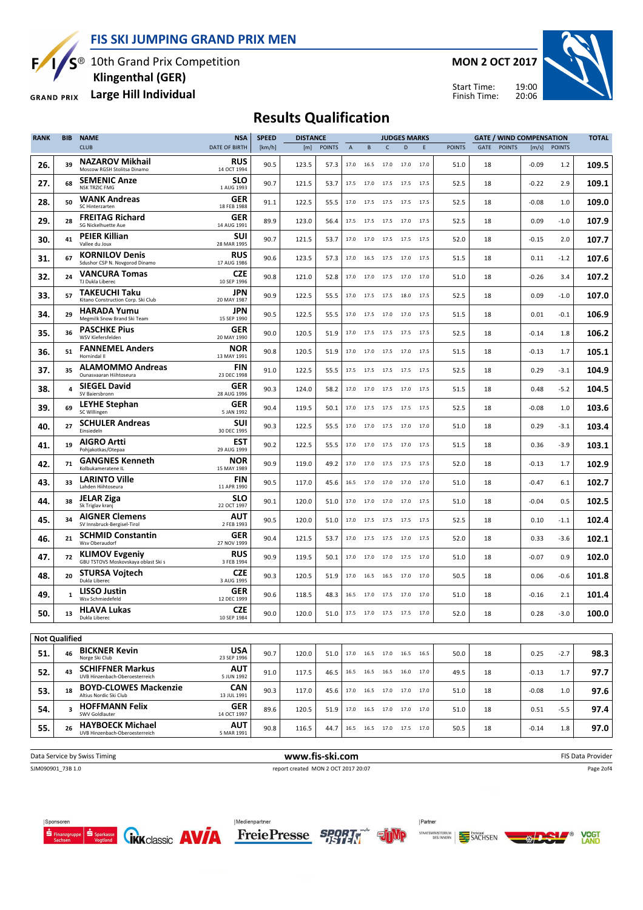# FIS SKI JUMPING GRAND PRIX MEN

10th Grand Prix Competition
**Klingenthal (GER)**
**Large Hill Individual**

**MON 2 OCT 2017**

Start Time: 19:00
Finish Time: 20:06

## Results Qualification

| RANK | BIB | NAME / CLUB | NSA / DATE OF BIRTH | SPEED [km/h] | DISTANCE [m] | DISTANCE POINTS | A | B | C | D | E | JUDGES POINTS | GATE | GATE POINTS | WIND [m/s] | WIND POINTS | TOTAL |
|---|---|---|---|---|---|---|---|---|---|---|---|---|---|---|---|---|---|
| 26. | 39 | **NAZAROV Mikhail** Moscow RGSH Stolitsa Dinamo | RUS 14 OCT 1994 | 90.5 | 123.5 | 57.3 | 17.0 | 16.5 | 17.0 | 17.0 | 17.0 | 51.0 | 18 | | -0.09 | 1.2 | 109.5 |
| 27. | 68 | **SEMENIC Anze** NSK TRZIC FMG | SLO 1 AUG 1993 | 90.7 | 121.5 | 53.7 | 17.5 | 17.0 | 17.5 | 17.5 | 17.5 | 52.5 | 18 | | -0.22 | 2.9 | 109.1 |
| 28. | 50 | **WANK Andreas** SC Hinterzarten | GER 18 FEB 1988 | 91.1 | 122.5 | 55.5 | 17.0 | 17.5 | 17.5 | 17.5 | 17.5 | 52.5 | 18 | | -0.08 | 1.0 | 109.0 |
| 29. | 28 | **FREITAG Richard** SG Nickelhuette Aue | GER 14 AUG 1991 | 89.9 | 123.0 | 56.4 | 17.5 | 17.5 | 17.5 | 17.0 | 17.5 | 52.5 | 18 | | 0.09 | -1.0 | 107.9 |
| 30. | 41 | **PEIER Killian** Vallee du Joux | SUI 28 MAR 1995 | 90.7 | 121.5 | 53.7 | 17.0 | 17.0 | 17.5 | 17.5 | 17.5 | 52.0 | 18 | | -0.15 | 2.0 | 107.7 |
| 31. | 67 | **KORNILOV Denis** Sdushor CSP N. Novgorod Dinamo | RUS 17 AUG 1986 | 90.6 | 123.5 | 57.3 | 17.0 | 16.5 | 17.5 | 17.0 | 17.5 | 51.5 | 18 | | 0.11 | -1.2 | 107.6 |
| 32. | 24 | **VANCURA Tomas** TJ Dukla Liberec | CZE 10 SEP 1996 | 90.8 | 121.0 | 52.8 | 17.0 | 17.0 | 17.5 | 17.0 | 17.0 | 51.0 | 18 | | -0.26 | 3.4 | 107.2 |
| 33. | 57 | **TAKEUCHI Taku** Kitano Construction Corp. Ski Club | JPN 20 MAY 1987 | 90.9 | 122.5 | 55.5 | 17.0 | 17.5 | 17.5 | 18.0 | 17.5 | 52.5 | 18 | | 0.09 | -1.0 | 107.0 |
| 34. | 29 | **HARADA Yumu** Megmilk Snow Brand Ski Team | JPN 15 SEP 1990 | 90.5 | 122.5 | 55.5 | 17.0 | 17.5 | 17.0 | 17.0 | 17.5 | 51.5 | 18 | | 0.01 | -0.1 | 106.9 |
| 35. | 36 | **PASCHKE Pius** WSV Kiefersfelden | GER 20 MAY 1990 | 90.0 | 120.5 | 51.9 | 17.0 | 17.5 | 17.5 | 17.5 | 17.5 | 52.5 | 18 | | -0.14 | 1.8 | 106.2 |
| 36. | 51 | **FANNEMEL Anders** Hornindal Il | NOR 13 MAY 1991 | 90.8 | 120.5 | 51.9 | 17.0 | 17.0 | 17.5 | 17.0 | 17.5 | 51.5 | 18 | | -0.13 | 1.7 | 105.1 |
| 37. | 35 | **ALAMOMMO Andreas** Ounasvaaran Hiihtoseura | FIN 23 DEC 1998 | 91.0 | 122.5 | 55.5 | 17.5 | 17.5 | 17.5 | 17.5 | 17.5 | 52.5 | 18 | | 0.29 | -3.1 | 104.9 |
| 38. | 4 | **SIEGEL David** SV Baiersbronn | GER 28 AUG 1996 | 90.3 | 124.0 | 58.2 | 17.0 | 17.0 | 17.5 | 17.0 | 17.5 | 51.5 | 18 | | 0.48 | -5.2 | 104.5 |
| 39. | 69 | **LEYHE Stephan** SC Willingen | GER 5 JAN 1992 | 90.4 | 119.5 | 50.1 | 17.0 | 17.5 | 17.5 | 17.5 | 17.5 | 52.5 | 18 | | -0.08 | 1.0 | 103.6 |
| 40. | 27 | **SCHULER Andreas** Einsiedeln | SUI 30 DEC 1995 | 90.3 | 122.5 | 55.5 | 17.0 | 17.0 | 17.5 | 17.0 | 17.0 | 51.0 | 18 | | 0.29 | -3.1 | 103.4 |
| 41. | 19 | **AIGRO Artti** Pohjakotkas/Otepaa | EST 29 AUG 1999 | 90.2 | 122.5 | 55.5 | 17.0 | 17.0 | 17.5 | 17.0 | 17.5 | 51.5 | 18 | | 0.36 | -3.9 | 103.1 |
| 42. | 71 | **GANGNES Kenneth** Kolbukameratene IL | NOR 15 MAY 1989 | 90.9 | 119.0 | 49.2 | 17.0 | 17.0 | 17.5 | 17.5 | 17.5 | 52.0 | 18 | | -0.13 | 1.7 | 102.9 |
| 43. | 33 | **LARINTO Ville** Lahden Hiihtoseura | FIN 11 APR 1990 | 90.5 | 117.0 | 45.6 | 16.5 | 17.0 | 17.0 | 17.0 | 17.0 | 51.0 | 18 | | -0.47 | 6.1 | 102.7 |
| 44. | 38 | **JELAR Ziga** Sk Triglav kranj | SLO 22 OCT 1997 | 90.1 | 120.0 | 51.0 | 17.0 | 17.0 | 17.0 | 17.0 | 17.5 | 51.0 | 18 | | -0.04 | 0.5 | 102.5 |
| 45. | 34 | **AIGNER Clemens** SV Innsbruck-Bergisel-Tirol | AUT 2 FEB 1993 | 90.5 | 120.0 | 51.0 | 17.0 | 17.5 | 17.5 | 17.5 | 17.5 | 52.5 | 18 | | 0.10 | -1.1 | 102.4 |
| 46. | 21 | **SCHMID Constantin** Wsv Oberaudorf | GER 27 NOV 1999 | 90.4 | 121.5 | 53.7 | 17.0 | 17.5 | 17.5 | 17.0 | 17.5 | 52.0 | 18 | | 0.33 | -3.6 | 102.1 |
| 47. | 72 | **KLIMOV Evgeniy** GBU TSTOVS Moskovskaya oblast Ski s | RUS 3 FEB 1994 | 90.9 | 119.5 | 50.1 | 17.0 | 17.0 | 17.0 | 17.5 | 17.0 | 51.0 | 18 | | -0.07 | 0.9 | 102.0 |
| 48. | 20 | **STURSA Vojtech** Dukla Liberec | CZE 3 AUG 1995 | 90.3 | 120.5 | 51.9 | 17.0 | 16.5 | 16.5 | 17.0 | 17.0 | 50.5 | 18 | | 0.06 | -0.6 | 101.8 |
| 49. | 1 | **LISSO Justin** Wsv Schmiedefeld | GER 12 DEC 1999 | 90.6 | 118.5 | 48.3 | 16.5 | 17.0 | 17.5 | 17.0 | 17.0 | 51.0 | 18 | | -0.16 | 2.1 | 101.4 |
| 50. | 13 | **HLAVA Lukas** Dukla Liberec | CZE 10 SEP 1984 | 90.0 | 120.0 | 51.0 | 17.5 | 17.0 | 17.5 | 17.5 | 17.0 | 52.0 | 18 | | 0.28 | -3.0 | 100.0 |

**Not Qualified**

| RANK | BIB | NAME / CLUB | NSA / DATE OF BIRTH | SPEED [km/h] | DISTANCE [m] | DISTANCE POINTS | A | B | C | D | E | JUDGES POINTS | GATE | GATE POINTS | WIND [m/s] | WIND POINTS | TOTAL |
|---|---|---|---|---|---|---|---|---|---|---|---|---|---|---|---|---|---|
| 51. | 46 | **BICKNER Kevin** Norge Ski Club | USA 23 SEP 1996 | 90.7 | 120.0 | 51.0 | 17.0 | 16.5 | 17.0 | 16.5 | 16.5 | 50.0 | 18 | | 0.25 | -2.7 | 98.3 |
| 52. | 43 | **SCHIFFNER Markus** UVB Hinzenbach-Oberoesterreich | AUT 5 JUN 1992 | 91.0 | 117.5 | 46.5 | 16.5 | 16.5 | 16.5 | 16.0 | 17.0 | 49.5 | 18 | | -0.13 | 1.7 | 97.7 |
| 53. | 18 | **BOYD-CLOWES Mackenzie** Altius Nordic Ski Club | CAN 13 JUL 1991 | 90.3 | 117.0 | 45.6 | 17.0 | 16.5 | 17.0 | 17.0 | 17.0 | 51.0 | 18 | | -0.08 | 1.0 | 97.6 |
| 54. | 3 | **HOFFMANN Felix** SWV Goldlauter | GER 14 OCT 1997 | 89.6 | 120.5 | 51.9 | 17.0 | 16.5 | 17.0 | 17.0 | 17.0 | 51.0 | 18 | | 0.51 | -5.5 | 97.4 |
| 55. | 26 | **HAYBOECK Michael** UVB Hinzenbach-Oberoesterreich | AUT 5 MAR 1991 | 90.8 | 116.5 | 44.7 | 16.5 | 16.5 | 17.0 | 17.5 | 17.0 | 50.5 | 18 | | -0.14 | 1.8 | 97.0 |

Data Service by Swiss Timing — www.fis-ski.com — FIS Data Provider

SJM090901_73B 1.0 — report created MON 2 OCT 2017 20:07

Sponsoren | Medienpartner | Partner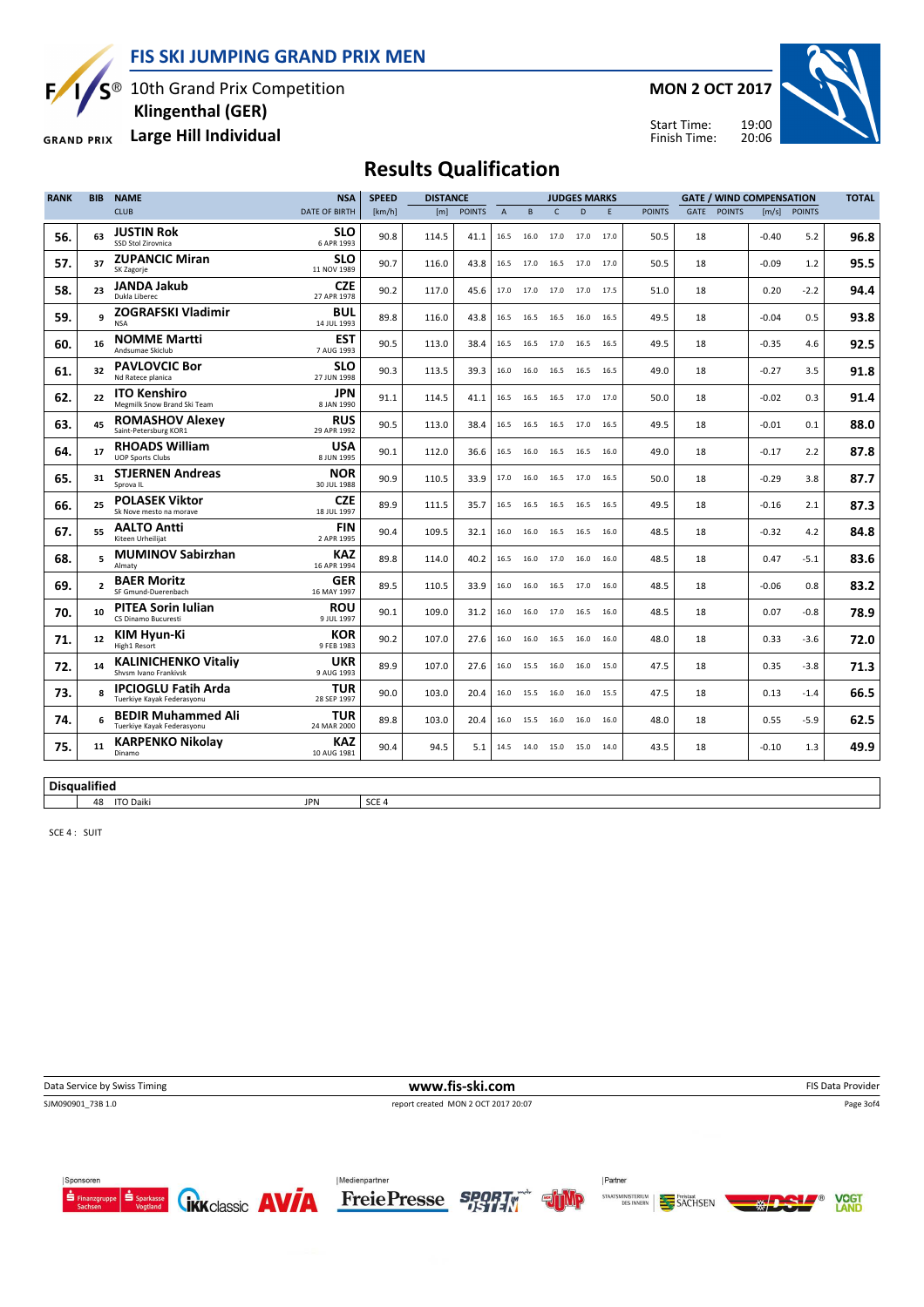# FIS SKI JUMPING GRAND PRIX MEN

10th Grand Prix Competition
**Klingenthal (GER)**
**Large Hill Individual**

**MON 2 OCT 2017**

Start Time: 19:00
Finish Time: 20:06

## Results Qualification

| RANK | BIB | NAME / CLUB | NSA / DATE OF BIRTH | SPEED [km/h] | DISTANCE [m] | DISTANCE POINTS | A | B | C | D | E | JUDGES POINTS | GATE | GATE POINTS | WIND [m/s] | WIND POINTS | TOTAL |
|---|---|---|---|---|---|---|---|---|---|---|---|---|---|---|---|---|---|
| 56. | 63 | **JUSTIN Rok** SSD Stol Zirovnica | **SLO** 6 APR 1993 | 90.8 | 114.5 | 41.1 | 16.5 | 16.0 | 17.0 | 17.0 | 17.0 | 50.5 | 18 | | -0.40 | 5.2 | **96.8** |
| 57. | 37 | **ZUPANCIC Miran** SK Zagorje | **SLO** 11 NOV 1989 | 90.7 | 116.0 | 43.8 | 16.5 | 17.0 | 16.5 | 17.0 | 17.0 | 50.5 | 18 | | -0.09 | 1.2 | **95.5** |
| 58. | 23 | **JANDA Jakub** Dukla Liberec | **CZE** 27 APR 1978 | 90.2 | 117.0 | 45.6 | 17.0 | 17.0 | 17.0 | 17.0 | 17.5 | 51.0 | 18 | | 0.20 | -2.2 | **94.4** |
| 59. | 9 | **ZOGRAFSKI Vladimir** NSA | **BUL** 14 JUL 1993 | 89.8 | 116.0 | 43.8 | 16.5 | 16.5 | 16.5 | 16.0 | 16.5 | 49.5 | 18 | | -0.04 | 0.5 | **93.8** |
| 60. | 16 | **NOMME Martti** Andsumae Skiclub | **EST** 7 AUG 1993 | 90.5 | 113.0 | 38.4 | 16.5 | 16.5 | 17.0 | 16.5 | 16.5 | 49.5 | 18 | | -0.35 | 4.6 | **92.5** |
| 61. | 32 | **PAVLOVCIC Bor** Nd Ratece planica | **SLO** 27 JUN 1998 | 90.3 | 113.5 | 39.3 | 16.0 | 16.0 | 16.5 | 16.5 | 16.5 | 49.0 | 18 | | -0.27 | 3.5 | **91.8** |
| 62. | 22 | **ITO Kenshiro** Megmilk Snow Brand Ski Team | **JPN** 8 JAN 1990 | 91.1 | 114.5 | 41.1 | 16.5 | 16.5 | 16.5 | 17.0 | 17.0 | 50.0 | 18 | | -0.02 | 0.3 | **91.4** |
| 63. | 45 | **ROMASHOV Alexey** Saint-Petersburg KOR1 | **RUS** 29 APR 1992 | 90.5 | 113.0 | 38.4 | 16.5 | 16.5 | 16.5 | 17.0 | 16.5 | 49.5 | 18 | | -0.01 | 0.1 | **88.0** |
| 64. | 17 | **RHOADS William** UOP Sports Clubs | **USA** 8 JUN 1995 | 90.1 | 112.0 | 36.6 | 16.5 | 16.0 | 16.5 | 16.5 | 16.0 | 49.0 | 18 | | -0.17 | 2.2 | **87.8** |
| 65. | 31 | **STJERNEN Andreas** Sprova IL | **NOR** 30 JUL 1988 | 90.9 | 110.5 | 33.9 | 17.0 | 16.0 | 16.5 | 17.0 | 16.5 | 50.0 | 18 | | -0.29 | 3.8 | **87.7** |
| 66. | 25 | **POLASEK Viktor** Sk Nove mesto na morave | **CZE** 18 JUL 1997 | 89.9 | 111.5 | 35.7 | 16.5 | 16.5 | 16.5 | 16.5 | 16.5 | 49.5 | 18 | | -0.16 | 2.1 | **87.3** |
| 67. | 55 | **AALTO Antti** Kiteen Urheilijat | **FIN** 2 APR 1995 | 90.4 | 109.5 | 32.1 | 16.0 | 16.0 | 16.5 | 16.5 | 16.0 | 48.5 | 18 | | -0.32 | 4.2 | **84.8** |
| 68. | 5 | **MUMINOV Sabirzhan** Almaty | **KAZ** 16 APR 1994 | 89.8 | 114.0 | 40.2 | 16.5 | 16.0 | 17.0 | 16.0 | 16.0 | 48.5 | 18 | | 0.47 | -5.1 | **83.6** |
| 69. | 2 | **BAER Moritz** SF Gmund-Duerenbach | **GER** 16 MAY 1997 | 89.5 | 110.5 | 33.9 | 16.0 | 16.0 | 16.5 | 17.0 | 16.0 | 48.5 | 18 | | -0.06 | 0.8 | **83.2** |
| 70. | 10 | **PITEA Sorin Iulian** CS Dinamo Bucuresti | **ROU** 9 JUL 1997 | 90.1 | 109.0 | 31.2 | 16.0 | 16.0 | 17.0 | 16.5 | 16.0 | 48.5 | 18 | | 0.07 | -0.8 | **78.9** |
| 71. | 12 | **KIM Hyun-Ki** High1 Resort | **KOR** 9 FEB 1983 | 90.2 | 107.0 | 27.6 | 16.0 | 16.0 | 16.5 | 16.0 | 16.0 | 48.0 | 18 | | 0.33 | -3.6 | **72.0** |
| 72. | 14 | **KALINICHENKO Vitaliy** Shvsm Ivano Frankivsk | **UKR** 9 AUG 1993 | 89.9 | 107.0 | 27.6 | 16.0 | 15.5 | 16.0 | 16.0 | 15.0 | 47.5 | 18 | | 0.35 | -3.8 | **71.3** |
| 73. | 8 | **IPCIOGLU Fatih Arda** Tuerkiye Kayak Federasyonu | **TUR** 28 SEP 1997 | 90.0 | 103.0 | 20.4 | 16.0 | 15.5 | 16.0 | 16.0 | 15.5 | 47.5 | 18 | | 0.13 | -1.4 | **66.5** |
| 74. | 6 | **BEDIR Muhammed Ali** Tuerkiye Kayak Federasyonu | **TUR** 24 MAR 2000 | 89.8 | 103.0 | 20.4 | 16.0 | 15.5 | 16.0 | 16.0 | 16.0 | 48.0 | 18 | | 0.55 | -5.9 | **62.5** |
| 75. | 11 | **KARPENKO Nikolay** Dinamo | **KAZ** 10 AUG 1981 | 90.4 | 94.5 | 5.1 | 14.5 | 14.0 | 15.0 | 15.0 | 14.0 | 43.5 | 18 | | -0.10 | 1.3 | **49.9** |

**Disqualified**

| BIB | NAME | NSA | REASON |
|---|---|---|---|
| 48 | ITO Daiki | JPN | SCE 4 |

SCE 4 : SUIT

Data Service by Swiss Timing — www.fis-ski.com — FIS Data Provider

SJM090901_73B 1.0 — report created MON 2 OCT 2017 20:07

Sponsoren | Medienpartner | Partner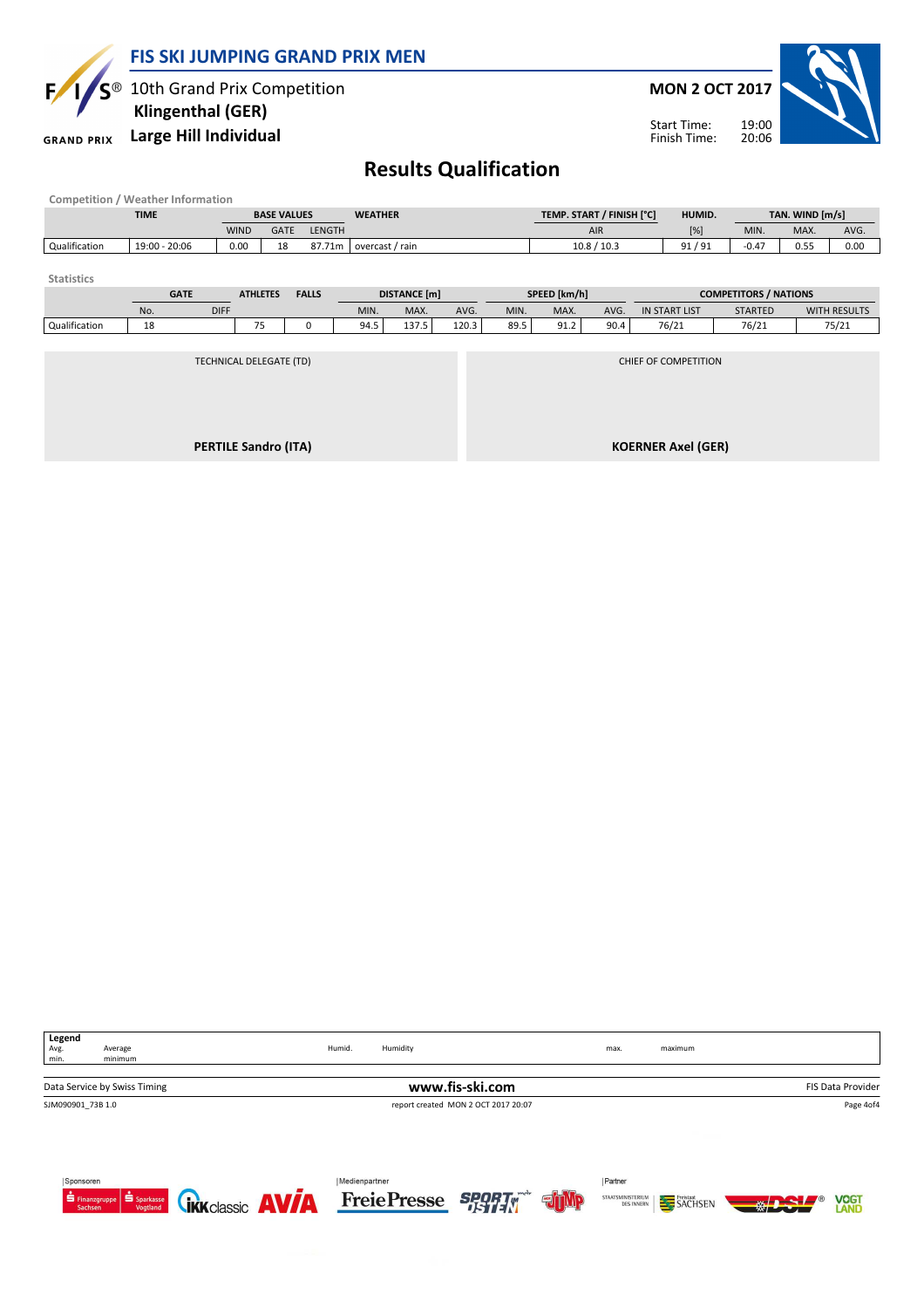# FIS SKI JUMPING GRAND PRIX MEN

10th Grand Prix Competition
**Klingenthal (GER)**
**Large Hill Individual**

**MON 2 OCT 2017**

Start Time: 19:00
Finish Time: 20:06

## Results Qualification

Competition / Weather Information

| | TIME | BASE VALUES | | | WEATHER | TEMP. START / FINISH [°C] | HUMID. | TAN. WIND [m/s] | | |
|---|---|---|---|---|---|---|---|---|---|---|
| | | WIND | GATE | LENGTH | | AIR | [%] | MIN. | MAX. | AVG. |
| Qualification | 19:00 - 20:06 | 0.00 | 18 | 87.71m | overcast / rain | 10.8 / 10.3 | 91 / 91 | -0.47 | 0.55 | 0.00 |

Statistics

| | GATE | | ATHLETES | FALLS | DISTANCE [m] | | | SPEED [km/h] | | | COMPETITORS / NATIONS | | |
|---|---|---|---|---|---|---|---|---|---|---|---|---|---|
| | No. | DIFF | | | MIN. | MAX. | AVG. | MIN. | MAX. | AVG. | IN START LIST | STARTED | WITH RESULTS |
| Qualification | 18 | | 75 | 0 | 94.5 | 137.5 | 120.3 | 89.5 | 91.2 | 90.4 | 76/21 | 76/21 | 75/21 |

TECHNICAL DELEGATE (TD)

**PERTILE Sandro (ITA)**

CHIEF OF COMPETITION

**KOERNER Axel (GER)**

**Legend**
Avg. Average
min. minimum
Humid. Humidity
max. maximum

Data Service by Swiss Timing — www.fis-ski.com — FIS Data Provider

SJM090901_73B 1.0 — report created MON 2 OCT 2017 20:07

Sponsoren | Medienpartner | Partner